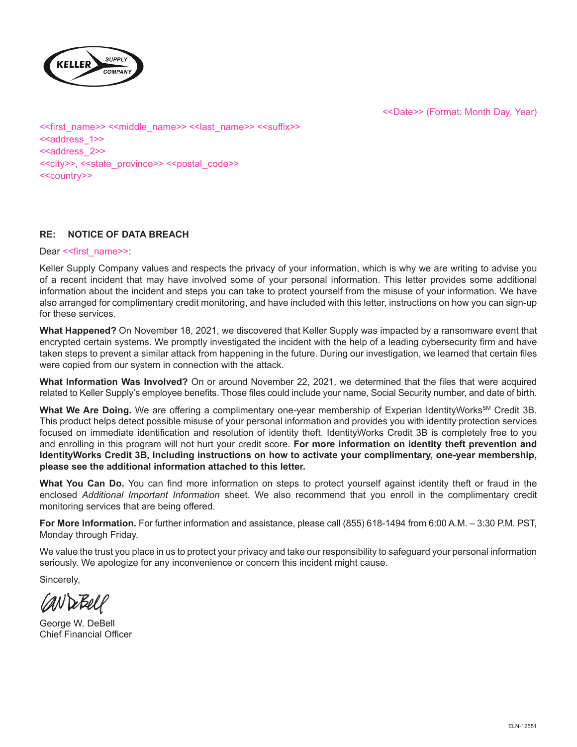KELLER SUPPLY COMPANY

<<Date>> (Format: Month Day, Year)

<<first_name>> <<middle_name>> <<last_name>> <<suffix>>
<<address_1>>
<<address_2>>
<<city>>, <<state_province>> <<postal_code>>
<<country>>

**RE: NOTICE OF DATA BREACH**

Dear <<first_name>>:

Keller Supply Company values and respects the privacy of your information, which is why we are writing to advise you of a recent incident that may have involved some of your personal information. This letter provides some additional information about the incident and steps you can take to protect yourself from the misuse of your information. We have also arranged for complimentary credit monitoring, and have included with this letter, instructions on how you can sign-up for these services.

**What Happened?** On November 18, 2021, we discovered that Keller Supply was impacted by a ransomware event that encrypted certain systems. We promptly investigated the incident with the help of a leading cybersecurity firm and have taken steps to prevent a similar attack from happening in the future. During our investigation, we learned that certain files were copied from our system in connection with the attack.

**What Information Was Involved?** On or around November 22, 2021, we determined that the files that were acquired related to Keller Supply's employee benefits. Those files could include your name, Social Security number, and date of birth.

**What We Are Doing.** We are offering a complimentary one-year membership of Experian IdentityWorks℠ Credit 3B. This product helps detect possible misuse of your personal information and provides you with identity protection services focused on immediate identification and resolution of identity theft. IdentityWorks Credit 3B is completely free to you and enrolling in this program will not hurt your credit score. **For more information on identity theft prevention and IdentityWorks Credit 3B, including instructions on how to activate your complimentary, one-year membership, please see the additional information attached to this letter.**

**What You Can Do.** You can find more information on steps to protect yourself against identity theft or fraud in the enclosed *Additional Important Information* sheet. We also recommend that you enroll in the complimentary credit monitoring services that are being offered.

**For More Information.** For further information and assistance, please call (855) 618-1494 from 6:00 A.M. – 3:30 P.M. PST, Monday through Friday.

We value the trust you place in us to protect your privacy and take our responsibility to safeguard your personal information seriously. We apologize for any inconvenience or concern this incident might cause.

Sincerely,

George W. DeBell
Chief Financial Officer

ELN-12551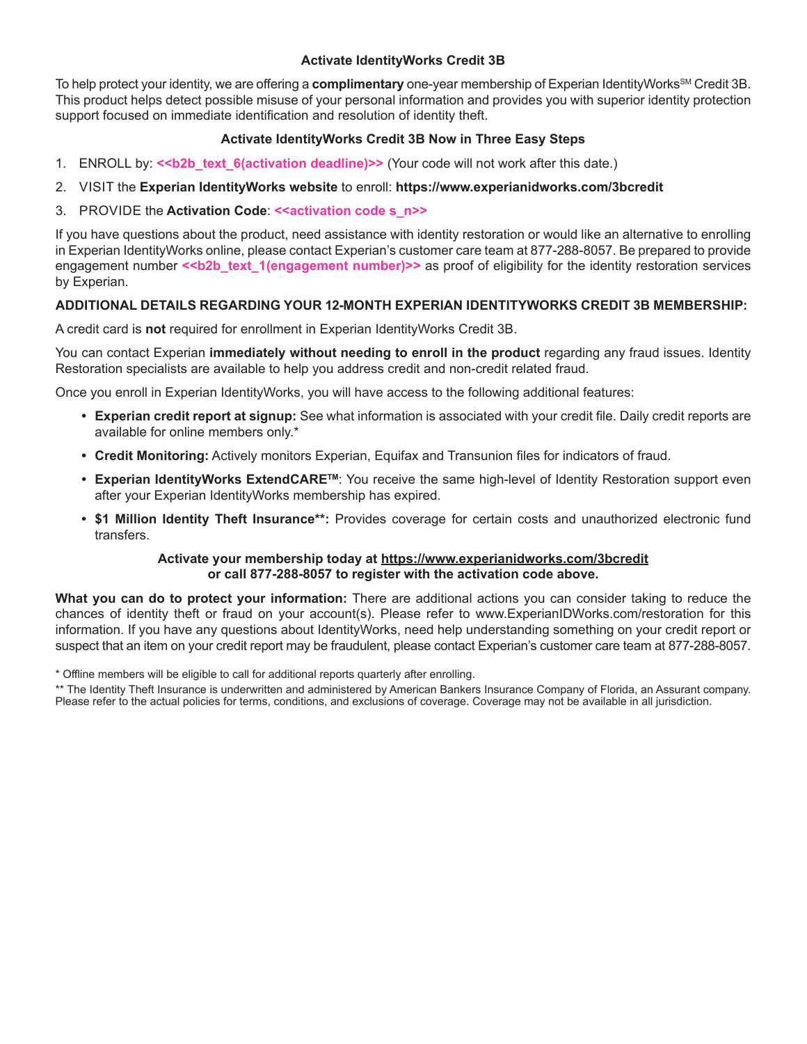## Activate IdentityWorks Credit 3B

To help protect your identity, we are offering a **complimentary** one-year membership of Experian IdentityWorks℠ Credit 3B. This product helps detect possible misuse of your personal information and provides you with superior identity protection support focused on immediate identification and resolution of identity theft.

### Activate IdentityWorks Credit 3B Now in Three Easy Steps

1. ENROLL by: **<<b2b_text_6(activation deadline)>>** (Your code will not work after this date.)
2. VISIT the **Experian IdentityWorks website** to enroll: **https://www.experianidworks.com/3bcredit**
3. PROVIDE the **Activation Code**: **<<activation code s_n>>**

If you have questions about the product, need assistance with identity restoration or would like an alternative to enrolling in Experian IdentityWorks online, please contact Experian's customer care team at 877-288-8057. Be prepared to provide engagement number **<<b2b_text_1(engagement number)>>** as proof of eligibility for the identity restoration services by Experian.

**ADDITIONAL DETAILS REGARDING YOUR 12-MONTH EXPERIAN IDENTITYWORKS CREDIT 3B MEMBERSHIP:**

A credit card is **not** required for enrollment in Experian IdentityWorks Credit 3B.

You can contact Experian **immediately without needing to enroll in the product** regarding any fraud issues. Identity Restoration specialists are available to help you address credit and non-credit related fraud.

Once you enroll in Experian IdentityWorks, you will have access to the following additional features:

- **Experian credit report at signup:** See what information is associated with your credit file. Daily credit reports are available for online members only.*
- **Credit Monitoring:** Actively monitors Experian, Equifax and Transunion files for indicators of fraud.
- **Experian IdentityWorks ExtendCARE™**: You receive the same high-level of Identity Restoration support even after your Experian IdentityWorks membership has expired.
- **$1 Million Identity Theft Insurance**:** Provides coverage for certain costs and unauthorized electronic fund transfers.

**Activate your membership today at https://www.experianidworks.com/3bcredit**
**or call 877-288-8057 to register with the activation code above.**

**What you can do to protect your information:** There are additional actions you can consider taking to reduce the chances of identity theft or fraud on your account(s). Please refer to www.ExperianIDWorks.com/restoration for this information. If you have any questions about IdentityWorks, need help understanding something on your credit report or suspect that an item on your credit report may be fraudulent, please contact Experian's customer care team at 877-288-8057.

\* Offline members will be eligible to call for additional reports quarterly after enrolling.

** The Identity Theft Insurance is underwritten and administered by American Bankers Insurance Company of Florida, an Assurant company. Please refer to the actual policies for terms, conditions, and exclusions of coverage. Coverage may not be available in all jurisdiction.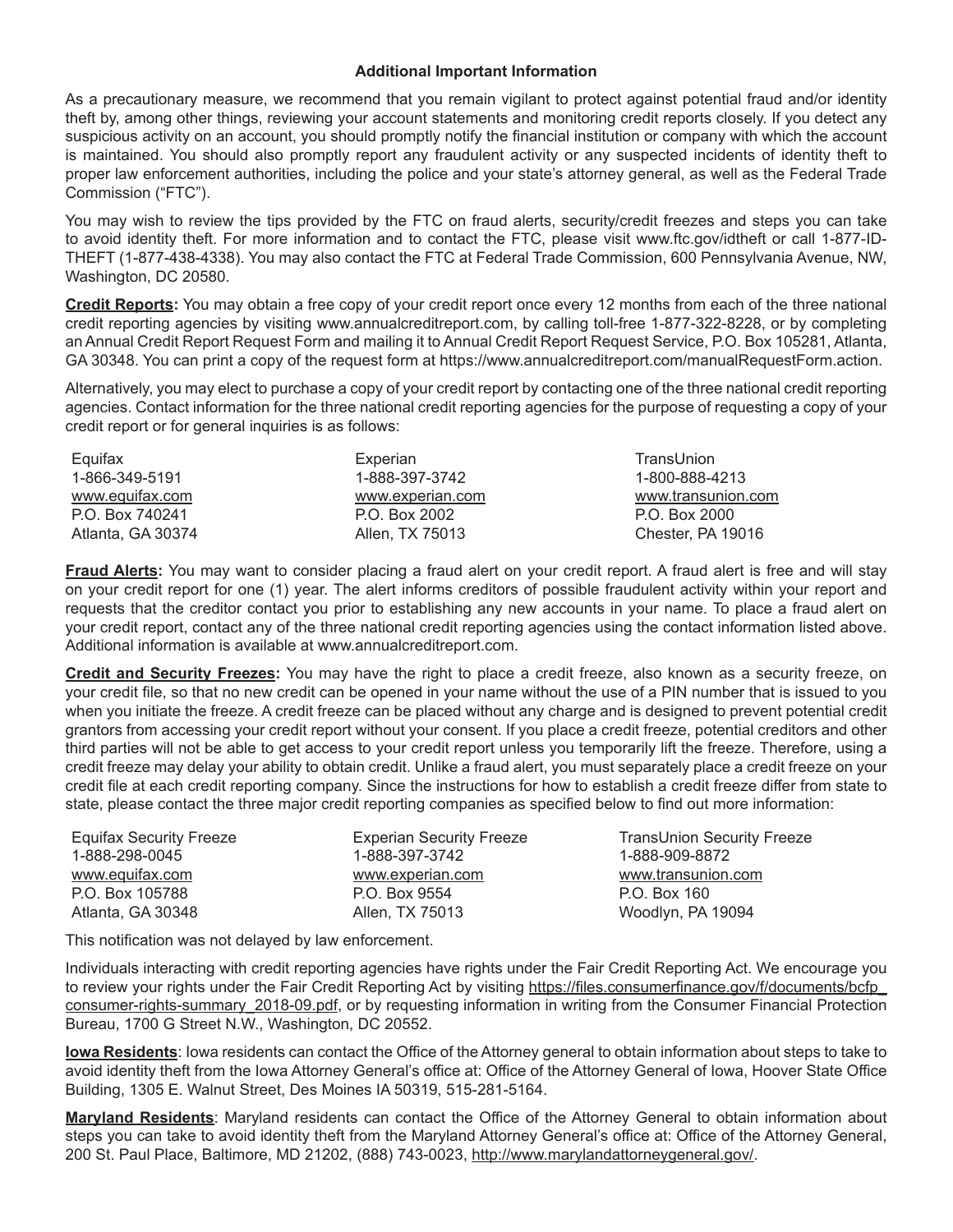**Additional Important Information**

As a precautionary measure, we recommend that you remain vigilant to protect against potential fraud and/or identity theft by, among other things, reviewing your account statements and monitoring credit reports closely. If you detect any suspicious activity on an account, you should promptly notify the financial institution or company with which the account is maintained. You should also promptly report any fraudulent activity or any suspected incidents of identity theft to proper law enforcement authorities, including the police and your state's attorney general, as well as the Federal Trade Commission ("FTC").

You may wish to review the tips provided by the FTC on fraud alerts, security/credit freezes and steps you can take to avoid identity theft. For more information and to contact the FTC, please visit www.ftc.gov/idtheft or call 1-877-ID-THEFT (1-877-438-4338). You may also contact the FTC at Federal Trade Commission, 600 Pennsylvania Avenue, NW, Washington, DC 20580.

**Credit Reports:** You may obtain a free copy of your credit report once every 12 months from each of the three national credit reporting agencies by visiting www.annualcreditreport.com, by calling toll-free 1-877-322-8228, or by completing an Annual Credit Report Request Form and mailing it to Annual Credit Report Request Service, P.O. Box 105281, Atlanta, GA 30348. You can print a copy of the request form at https://www.annualcreditreport.com/manualRequestForm.action.

Alternatively, you may elect to purchase a copy of your credit report by contacting one of the three national credit reporting agencies. Contact information for the three national credit reporting agencies for the purpose of requesting a copy of your credit report or for general inquiries is as follows:

| Equifax | Experian | TransUnion |
|---|---|---|
| 1-866-349-5191 | 1-888-397-3742 | 1-800-888-4213 |
| www.equifax.com | www.experian.com | www.transunion.com |
| P.O. Box 740241 | P.O. Box 2002 | P.O. Box 2000 |
| Atlanta, GA 30374 | Allen, TX 75013 | Chester, PA 19016 |

**Fraud Alerts:** You may want to consider placing a fraud alert on your credit report. A fraud alert is free and will stay on your credit report for one (1) year. The alert informs creditors of possible fraudulent activity within your report and requests that the creditor contact you prior to establishing any new accounts in your name. To place a fraud alert on your credit report, contact any of the three national credit reporting agencies using the contact information listed above. Additional information is available at www.annualcreditreport.com.

**Credit and Security Freezes:** You may have the right to place a credit freeze, also known as a security freeze, on your credit file, so that no new credit can be opened in your name without the use of a PIN number that is issued to you when you initiate the freeze. A credit freeze can be placed without any charge and is designed to prevent potential credit grantors from accessing your credit report without your consent. If you place a credit freeze, potential creditors and other third parties will not be able to get access to your credit report unless you temporarily lift the freeze. Therefore, using a credit freeze may delay your ability to obtain credit. Unlike a fraud alert, you must separately place a credit freeze on your credit file at each credit reporting company. Since the instructions for how to establish a credit freeze differ from state to state, please contact the three major credit reporting companies as specified below to find out more information:

| Equifax Security Freeze | Experian Security Freeze | TransUnion Security Freeze |
|---|---|---|
| 1-888-298-0045 | 1-888-397-3742 | 1-888-909-8872 |
| www.equifax.com | www.experian.com | www.transunion.com |
| P.O. Box 105788 | P.O. Box 9554 | P.O. Box 160 |
| Atlanta, GA 30348 | Allen, TX 75013 | Woodlyn, PA 19094 |

This notification was not delayed by law enforcement.

Individuals interacting with credit reporting agencies have rights under the Fair Credit Reporting Act. We encourage you to review your rights under the Fair Credit Reporting Act by visiting https://files.consumerfinance.gov/f/documents/bcfp_consumer-rights-summary_2018-09.pdf, or by requesting information in writing from the Consumer Financial Protection Bureau, 1700 G Street N.W., Washington, DC 20552.

**Iowa Residents**: Iowa residents can contact the Office of the Attorney general to obtain information about steps to take to avoid identity theft from the Iowa Attorney General's office at: Office of the Attorney General of Iowa, Hoover State Office Building, 1305 E. Walnut Street, Des Moines IA 50319, 515-281-5164.

**Maryland Residents**: Maryland residents can contact the Office of the Attorney General to obtain information about steps you can take to avoid identity theft from the Maryland Attorney General's office at: Office of the Attorney General, 200 St. Paul Place, Baltimore, MD 21202, (888) 743-0023, http://www.marylandattorneygeneral.gov/.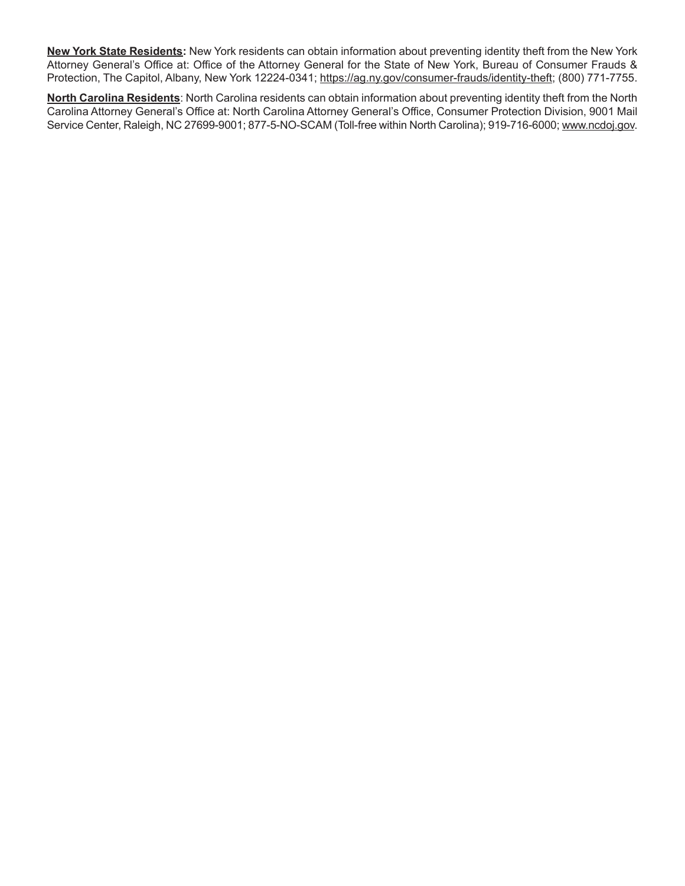**New York State Residents:** New York residents can obtain information about preventing identity theft from the New York Attorney General's Office at: Office of the Attorney General for the State of New York, Bureau of Consumer Frauds & Protection, The Capitol, Albany, New York 12224-0341; https://ag.ny.gov/consumer-frauds/identity-theft; (800) 771-7755.

**North Carolina Residents**: North Carolina residents can obtain information about preventing identity theft from the North Carolina Attorney General's Office at: North Carolina Attorney General's Office, Consumer Protection Division, 9001 Mail Service Center, Raleigh, NC 27699-9001; 877-5-NO-SCAM (Toll-free within North Carolina); 919-716-6000; www.ncdoj.gov.